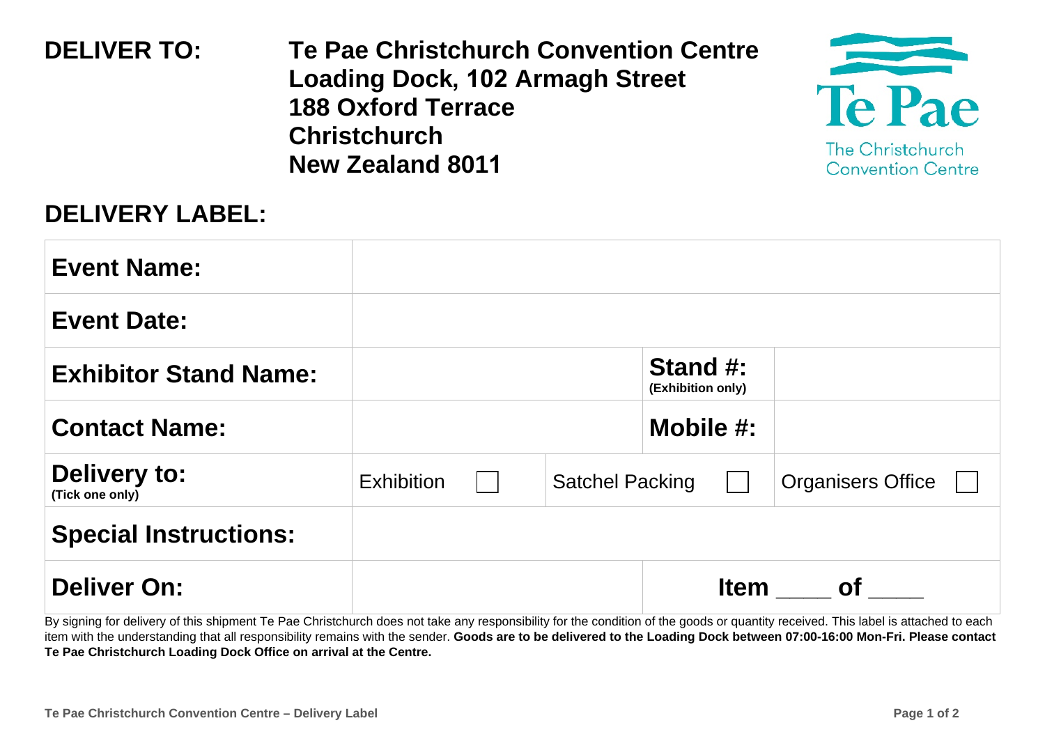**DELIVER TO:** **Te Pae Christchurch Convention Centre**
**Loading Dock, 102 Armagh Street**
**188 Oxford Terrace**
**Christchurch**
**New Zealand 8011**

Te Pae
The Christchurch Convention Centre

## DELIVERY LABEL:

| | | | | | |
|---|---|---|---|---|---|
| **Event Name:** | | | | | |
| **Event Date:** | | | | | |
| **Exhibitor Stand Name:** | | | **Stand #:** (Exhibition only) | | |
| **Contact Name:** | | | **Mobile #:** | | |
| **Delivery to:** (Tick one only) | Exhibition ☐ | Satchel Packing ☐ | | Organisers Office ☐ | |
| **Special Instructions:** | | | | | |
| **Deliver On:** | | | **Item ____ of ____** | | |

By signing for delivery of this shipment Te Pae Christchurch does not take any responsibility for the condition of the goods or quantity received. This label is attached to each item with the understanding that all responsibility remains with the sender. **Goods are to be delivered to the Loading Dock between 07:00-16:00 Mon-Fri. Please contact Te Pae Christchurch Loading Dock Office on arrival at the Centre.**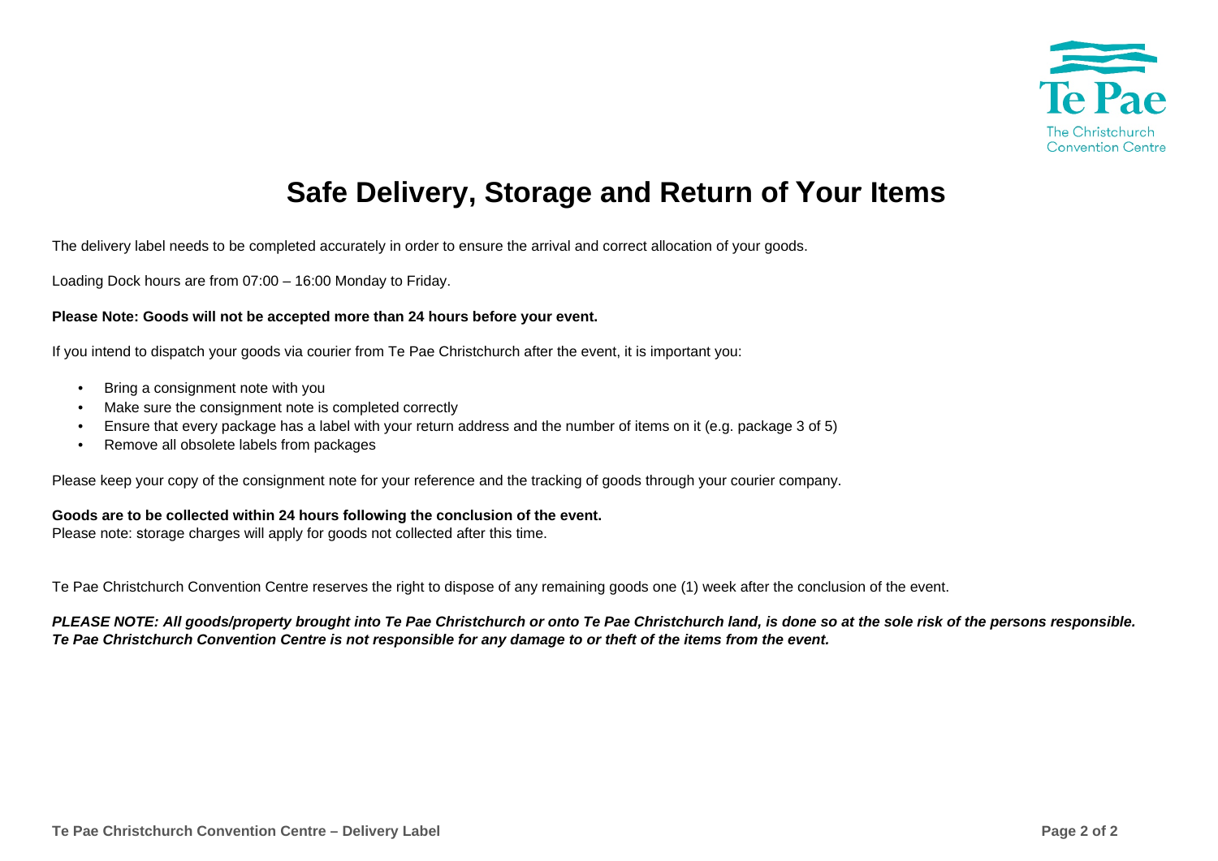# Safe Delivery, Storage and Return of Your Items

The delivery label needs to be completed accurately in order to ensure the arrival and correct allocation of your goods.

Loading Dock hours are from 07:00 – 16:00 Monday to Friday.

**Please Note: Goods will not be accepted more than 24 hours before your event.**

If you intend to dispatch your goods via courier from Te Pae Christchurch after the event, it is important you:

- Bring a consignment note with you
- Make sure the consignment note is completed correctly
- Ensure that every package has a label with your return address and the number of items on it (e.g. package 3 of 5)
- Remove all obsolete labels from packages

Please keep your copy of the consignment note for your reference and the tracking of goods through your courier company.

**Goods are to be collected within 24 hours following the conclusion of the event.**
Please note: storage charges will apply for goods not collected after this time.

Te Pae Christchurch Convention Centre reserves the right to dispose of any remaining goods one (1) week after the conclusion of the event.

***PLEASE NOTE: All goods/property brought into Te Pae Christchurch or onto Te Pae Christchurch land, is done so at the sole risk of the persons responsible. Te Pae Christchurch Convention Centre is not responsible for any damage to or theft of the items from the event.***